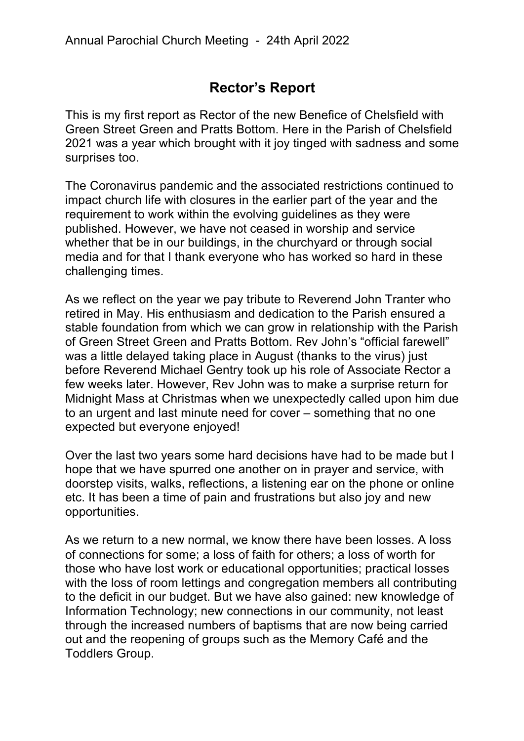Annual Parochial Church Meeting - 24th April 2022

# Rector's Report

This is my first report as Rector of the new Benefice of Chelsfield with Green Street Green and Pratts Bottom. Here in the Parish of Chelsfield 2021 was a year which brought with it joy tinged with sadness and some surprises too.

The Coronavirus pandemic and the associated restrictions continued to impact church life with closures in the earlier part of the year and the requirement to work within the evolving guidelines as they were published. However, we have not ceased in worship and service whether that be in our buildings, in the churchyard or through social media and for that I thank everyone who has worked so hard in these challenging times.

As we reflect on the year we pay tribute to Reverend John Tranter who retired in May. His enthusiasm and dedication to the Parish ensured a stable foundation from which we can grow in relationship with the Parish of Green Street Green and Pratts Bottom. Rev John's "official farewell" was a little delayed taking place in August (thanks to the virus) just before Reverend Michael Gentry took up his role of Associate Rector a few weeks later. However, Rev John was to make a surprise return for Midnight Mass at Christmas when we unexpectedly called upon him due to an urgent and last minute need for cover – something that no one expected but everyone enjoyed!

Over the last two years some hard decisions have had to be made but I hope that we have spurred one another on in prayer and service, with doorstep visits, walks, reflections, a listening ear on the phone or online etc. It has been a time of pain and frustrations but also joy and new opportunities.

As we return to a new normal, we know there have been losses. A loss of connections for some; a loss of faith for others; a loss of worth for those who have lost work or educational opportunities; practical losses with the loss of room lettings and congregation members all contributing to the deficit in our budget. But we have also gained: new knowledge of Information Technology; new connections in our community, not least through the increased numbers of baptisms that are now being carried out and the reopening of groups such as the Memory Café and the Toddlers Group.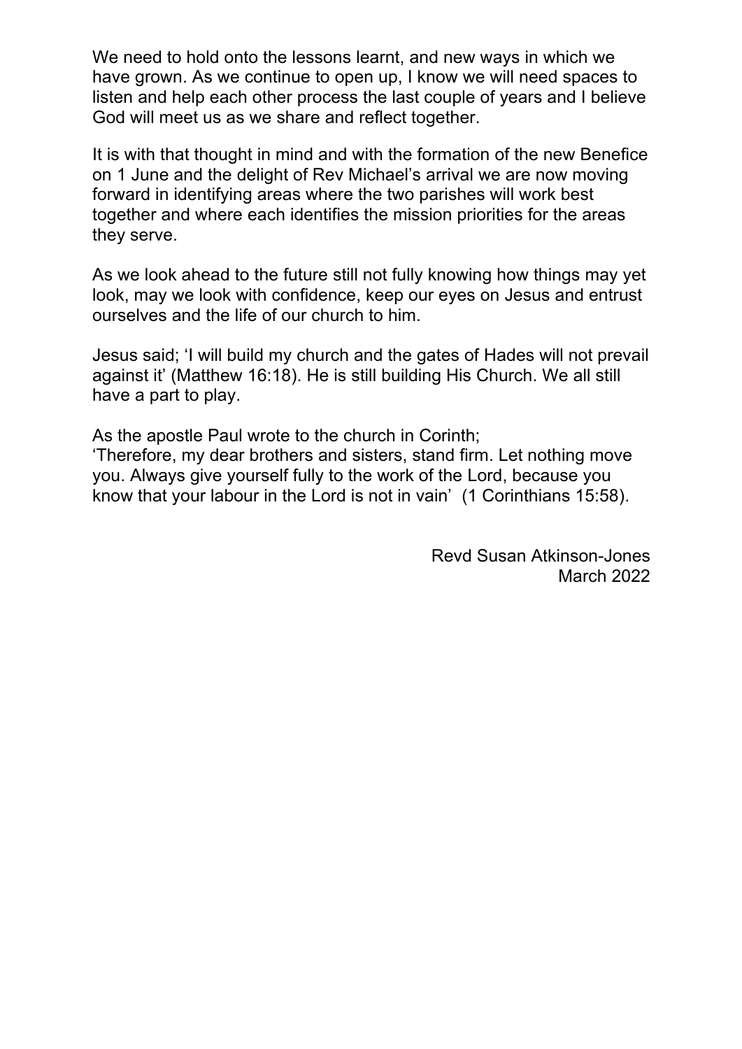We need to hold onto the lessons learnt, and new ways in which we have grown. As we continue to open up, I know we will need spaces to listen and help each other process the last couple of years and I believe God will meet us as we share and reflect together.

It is with that thought in mind and with the formation of the new Benefice on 1 June and the delight of Rev Michael's arrival we are now moving forward in identifying areas where the two parishes will work best together and where each identifies the mission priorities for the areas they serve.

As we look ahead to the future still not fully knowing how things may yet look, may we look with confidence, keep our eyes on Jesus and entrust ourselves and the life of our church to him.

Jesus said; 'I will build my church and the gates of Hades will not prevail against it' (Matthew 16:18). He is still building His Church. We all still have a part to play.

As the apostle Paul wrote to the church in Corinth;
'Therefore, my dear brothers and sisters, stand firm. Let nothing move you. Always give yourself fully to the work of the Lord, because you know that your labour in the Lord is not in vain' (1 Corinthians 15:58).

Revd Susan Atkinson-Jones
March 2022